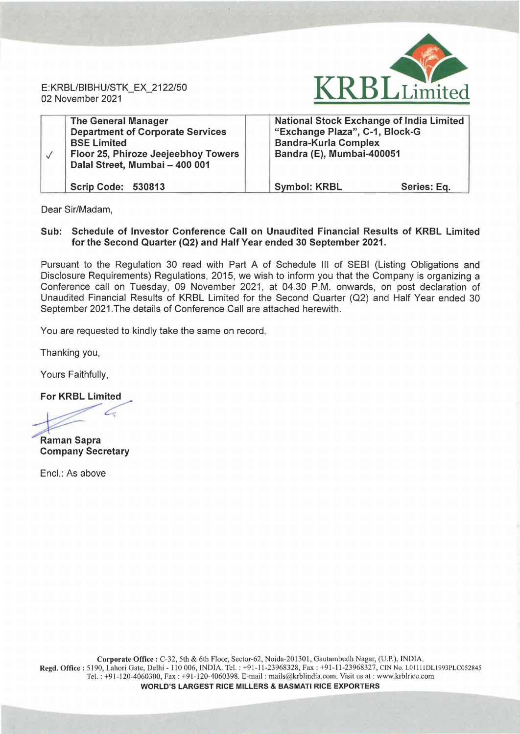E:KRBL/BIBHU/STK_EX_2122/50
02 November 2021

**KRBL Limited**

| ✓ | **The General Manager**<br>**Department of Corporate Services**<br>**BSE Limited**<br>**Floor 25, Phiroze Jeejeebhoy Towers**<br>**Dalal Street, Mumbai – 400 001** | | **National Stock Exchange of India Limited**<br>**"Exchange Plaza", C-1, Block-G**<br>**Bandra-Kurla Complex**<br>**Bandra (E), Mumbai-400051** |
|---|---|---|---|
| | **Scrip Code: 530813** | | **Symbol: KRBL** **Series: Eq.** |

Dear Sir/Madam,

**Sub: Schedule of Investor Conference Call on Unaudited Financial Results of KRBL Limited for the Second Quarter (Q2) and Half Year ended 30 September 2021.**

Pursuant to the Regulation 30 read with Part A of Schedule III of SEBI (Listing Obligations and Disclosure Requirements) Regulations, 2015, we wish to inform you that the Company is organizing a Conference call on Tuesday, 09 November 2021, at 04.30 P.M. onwards, on post declaration of Unaudited Financial Results of KRBL Limited for the Second Quarter (Q2) and Half Year ended 30 September 2021.The details of Conference Call are attached herewith.

You are requested to kindly take the same on record.

Thanking you,

Yours Faithfully,

**For KRBL Limited**

**Raman Sapra**
**Company Secretary**

Encl.: As above

**Corporate Office :** C-32, 5th & 6th Floor, Sector-62, Noida-201301, Gautambudh Nagar, (U.P.), INDIA.
**Regd. Office :** 5190, Lahori Gate, Delhi - 110 006, INDIA. Tel. : +91-11-23968328, Fax : +91-11-23968327, CIN No. L01111DL1993PLC052845
Tel. : +91-120-4060300, Fax : +91-120-4060398. E-mail : mails@krblindia.com. Visit us at : www.krblrice.com
**WORLD'S LARGEST RICE MILLERS & BASMATI RICE EXPORTERS**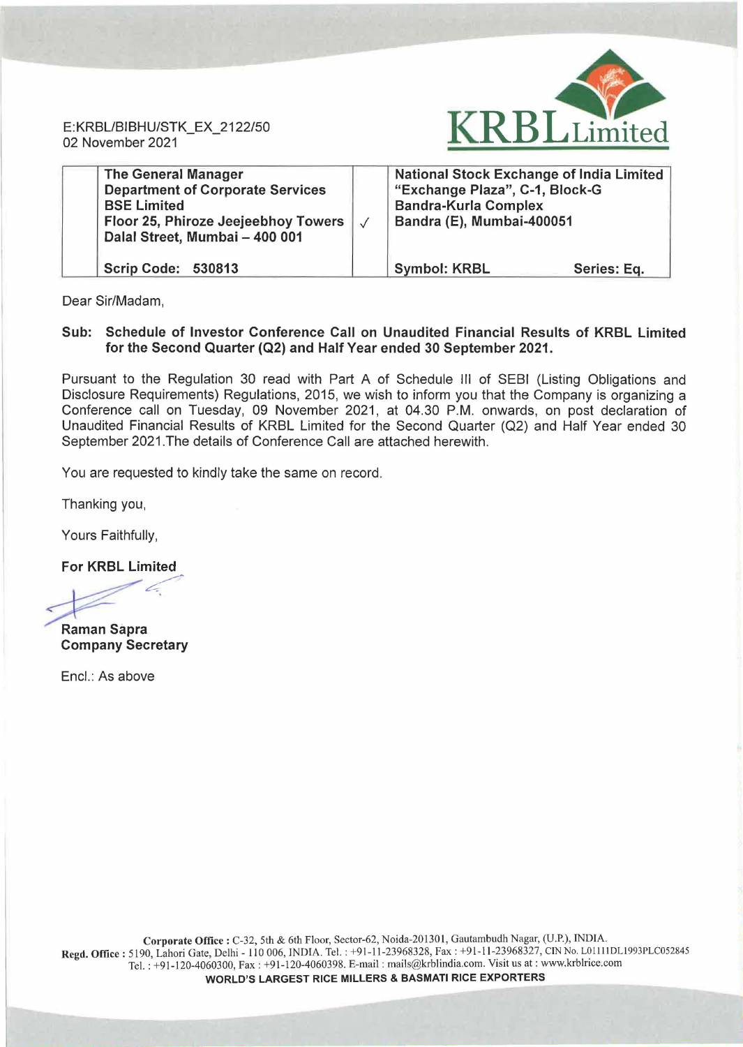E:KRBL/BIBHU/STK_EX_2122/50
02 November 2021

KRBL Limited

| The General Manager<br>Department of Corporate Services<br>BSE Limited<br>Floor 25, Phiroze Jeejeebhoy Towers<br>Dalal Street, Mumbai – 400 001 | √ | National Stock Exchange of India Limited<br>"Exchange Plaza", C-1, Block-G<br>Bandra-Kurla Complex<br>Bandra (E), Mumbai-400051 |
|---|---|---|
| Scrip Code: 530813 | | Symbol: KRBL Series: Eq. |

Dear Sir/Madam,

**Sub: Schedule of Investor Conference Call on Unaudited Financial Results of KRBL Limited for the Second Quarter (Q2) and Half Year ended 30 September 2021.**

Pursuant to the Regulation 30 read with Part A of Schedule III of SEBI (Listing Obligations and Disclosure Requirements) Regulations, 2015, we wish to inform you that the Company is organizing a Conference call on Tuesday, 09 November 2021, at 04.30 P.M. onwards, on post declaration of Unaudited Financial Results of KRBL Limited for the Second Quarter (Q2) and Half Year ended 30 September 2021.The details of Conference Call are attached herewith.

You are requested to kindly take the same on record.

Thanking you,

Yours Faithfully,

**For KRBL Limited**

**Raman Sapra**
**Company Secretary**

Encl.: As above

**Corporate Office :** C-32, 5th & 6th Floor, Sector-62, Noida-201301, Gautambudh Nagar, (U.P.), INDIA.
**Regd. Office :** 5190, Lahori Gate, Delhi - 110 006, INDIA. Tel. : +91-11-23968328, Fax : +91-11-23968327, CIN No. L01111DL1993PLC052845
Tel. : +91-120-4060300, Fax : +91-120-4060398. E-mail : mails@krblindia.com. Visit us at : www.krblrice.com

**WORLD'S LARGEST RICE MILLERS & BASMATI RICE EXPORTERS**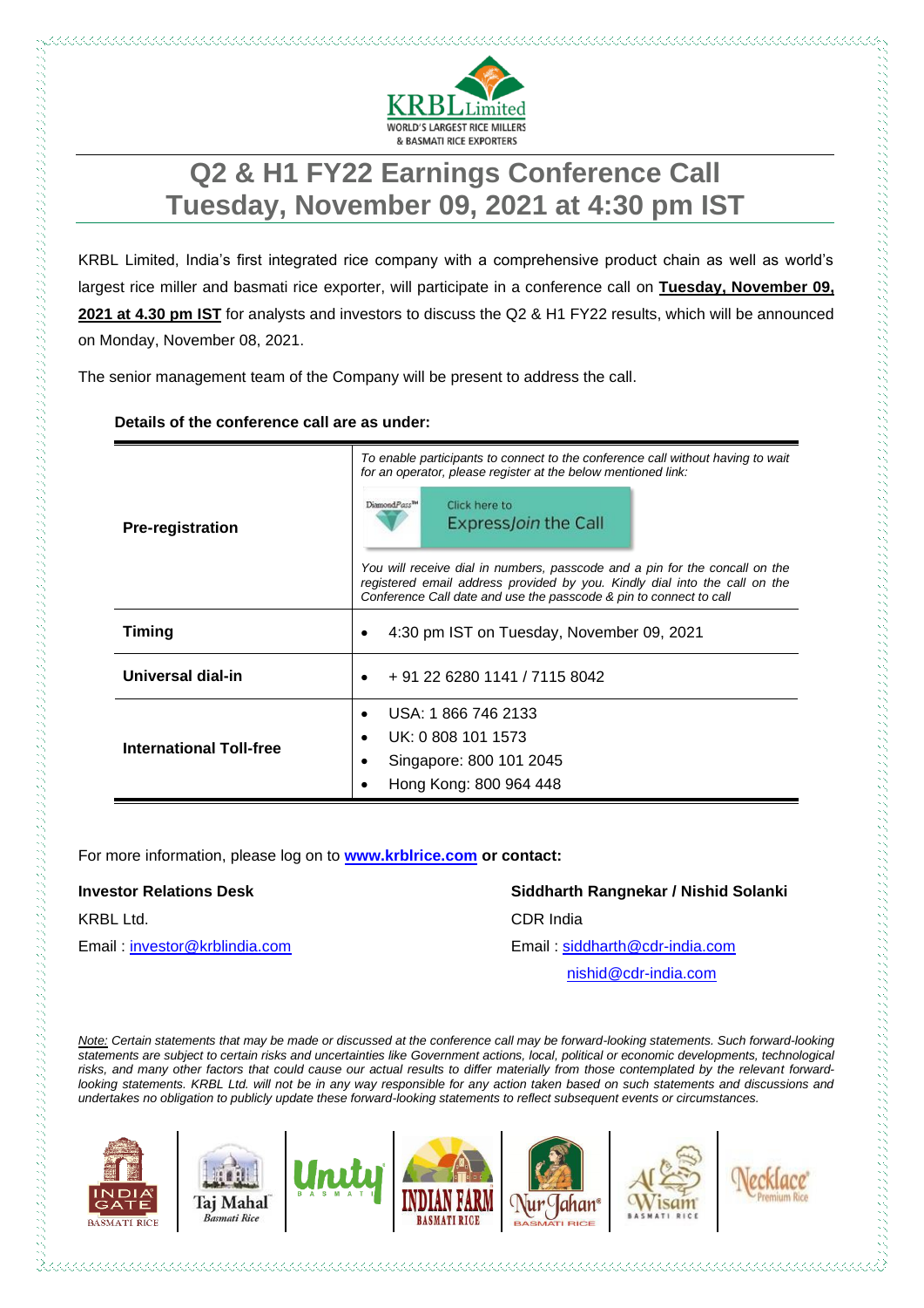KRBL Limited
WORLD'S LARGEST RICE MILLERS
& BASMATI RICE EXPORTERS

# Q2 & H1 FY22 Earnings Conference Call Tuesday, November 09, 2021 at 4:30 pm IST

KRBL Limited, India's first integrated rice company with a comprehensive product chain as well as world's largest rice miller and basmati rice exporter, will participate in a conference call on **Tuesday, November 09, 2021 at 4.30 pm IST** for analysts and investors to discuss the Q2 & H1 FY22 results, which will be announced on Monday, November 08, 2021.

The senior management team of the Company will be present to address the call.

**Details of the conference call are as under:**

| | |
|---|---|
| **Pre-registration** | *To enable participants to connect to the conference call without having to wait for an operator, please register at the below mentioned link:* <br> DiamondPass™ Click here to ExpressJoin the Call <br> *You will receive dial in numbers, passcode and a pin for the concall on the registered email address provided by you. Kindly dial into the call on the Conference Call date and use the passcode & pin to connect to call* |
| **Timing** | • 4:30 pm IST on Tuesday, November 09, 2021 |
| **Universal dial-in** | • + 91 22 6280 1141 / 7115 8042 |
| **International Toll-free** | • USA: 1 866 746 2133 <br> • UK: 0 808 101 1573 <br> • Singapore: 800 101 2045 <br> • Hong Kong: 800 964 448 |

For more information, please log on to **www.krblrice.com or contact:**

**Investor Relations Desk**
KRBL Ltd.
Email : investor@krblindia.com

**Siddharth Rangnekar / Nishid Solanki**
CDR India
Email : siddharth@cdr-india.com
nishid@cdr-india.com

*Note: Certain statements that may be made or discussed at the conference call may be forward-looking statements. Such forward-looking statements are subject to certain risks and uncertainties like Government actions, local, political or economic developments, technological risks, and many other factors that could cause our actual results to differ materially from those contemplated by the relevant forward-looking statements. KRBL Ltd. will not be in any way responsible for any action taken based on such statements and discussions and undertakes no obligation to publicly update these forward-looking statements to reflect subsequent events or circumstances.*

INDIA GATE BASMATI RICE | Taj Mahal Basmati Rice | Unity BASMATI | INDIAN FARM BASMATI RICE | Nur Jahan BASMATI RICE | Al Wisam BASMATI RICE | Necklace Premium Rice